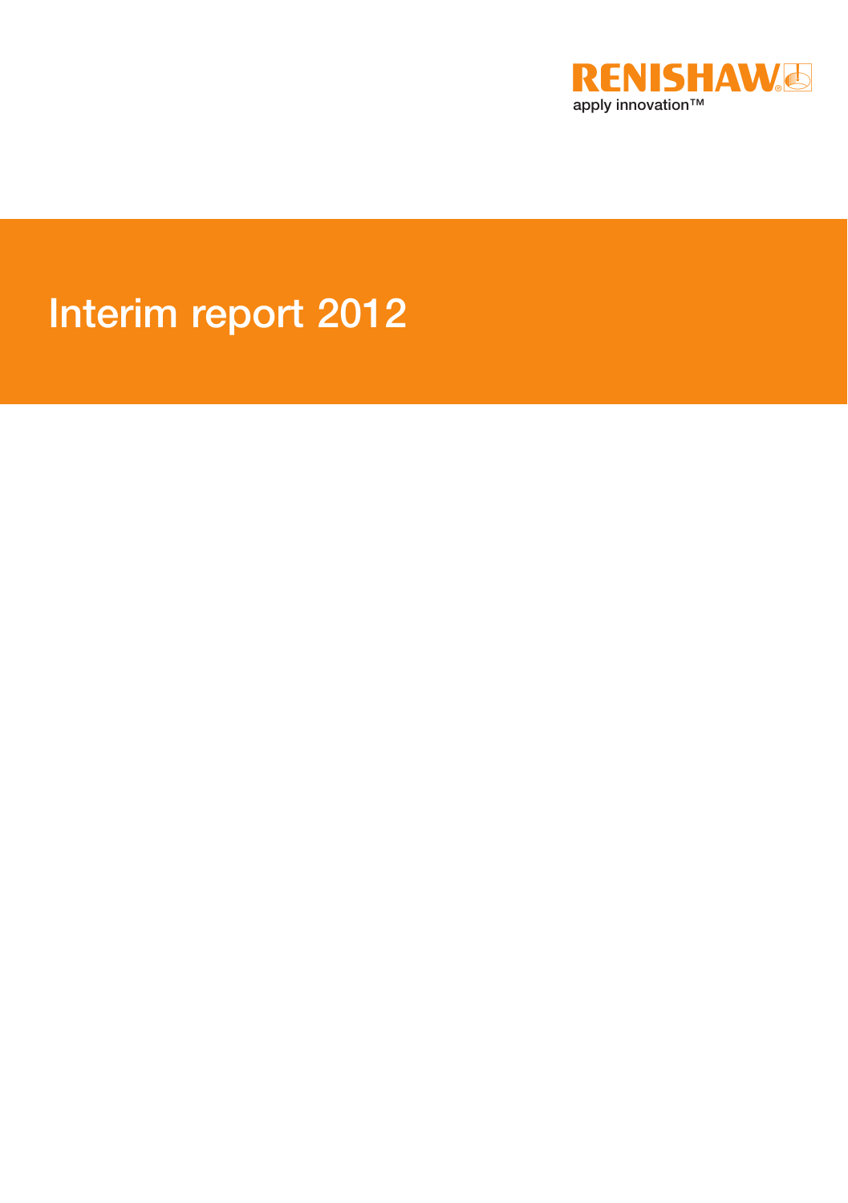RENISHAW

apply innovation™

# Interim report 2012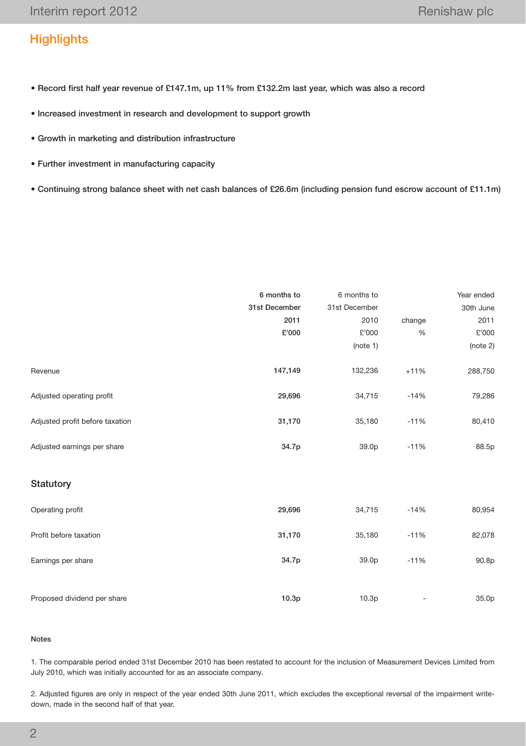## Highlights

- Record first half year revenue of £147.1m, up 11% from £132.2m last year, which was also a record
- Increased investment in research and development to support growth
- Growth in marketing and distribution infrastructure
- Further investment in manufacturing capacity
- Continuing strong balance sheet with net cash balances of £26.6m (including pension fund escrow account of £11.1m)

| | **6 months to 31st December 2011 £'000** | 6 months to 31st December 2010 £'000 (note 1) | change % | Year ended 30th June 2011 £'000 (note 2) |
|---|---|---|---|---|
| Revenue | **147,149** | 132,236 | +11% | 288,750 |
| Adjusted operating profit | **29,696** | 34,715 | -14% | 79,286 |
| Adjusted profit before taxation | **31,170** | 35,180 | -11% | 80,410 |
| Adjusted earnings per share | **34.7p** | 39.0p | -11% | 88.5p |
| **Statutory** | | | | |
| Operating profit | **29,696** | 34,715 | -14% | 80,954 |
| Profit before taxation | **31,170** | 35,180 | -11% | 82,078 |
| Earnings per share | **34.7p** | 39.0p | -11% | 90.8p |
| Proposed dividend per share | **10.3p** | 10.3p | - | 35.0p |

**Notes**

1. The comparable period ended 31st December 2010 has been restated to account for the inclusion of Measurement Devices Limited from July 2010, which was initially accounted for as an associate company.

2. Adjusted figures are only in respect of the year ended 30th June 2011, which excludes the exceptional reversal of the impairment write-down, made in the second half of that year.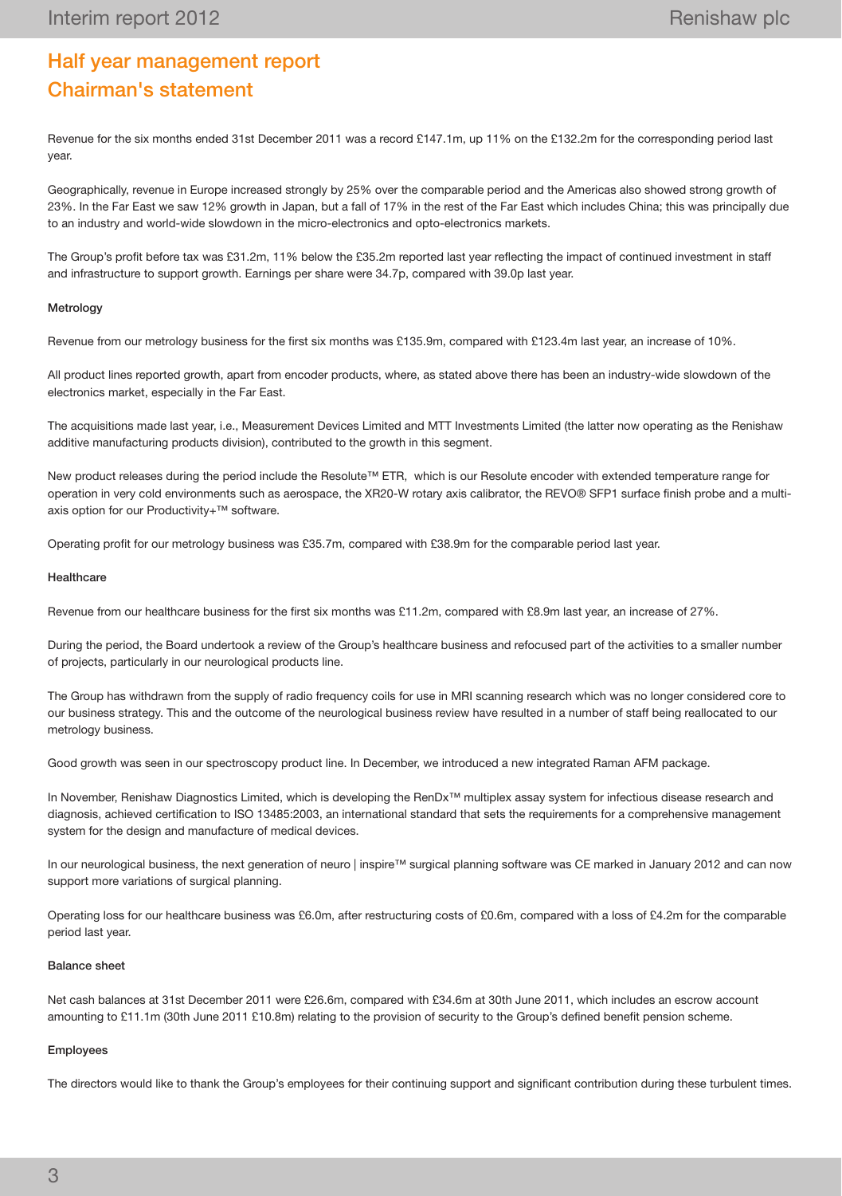# Half year management report

## Chairman's statement

Revenue for the six months ended 31st December 2011 was a record £147.1m, up 11% on the £132.2m for the corresponding period last year.

Geographically, revenue in Europe increased strongly by 25% over the comparable period and the Americas also showed strong growth of 23%. In the Far East we saw 12% growth in Japan, but a fall of 17% in the rest of the Far East which includes China; this was principally due to an industry and world-wide slowdown in the micro-electronics and opto-electronics markets.

The Group's profit before tax was £31.2m, 11% below the £35.2m reported last year reflecting the impact of continued investment in staff and infrastructure to support growth. Earnings per share were 34.7p, compared with 39.0p last year.

### Metrology

Revenue from our metrology business for the first six months was £135.9m, compared with £123.4m last year, an increase of 10%.

All product lines reported growth, apart from encoder products, where, as stated above there has been an industry-wide slowdown of the electronics market, especially in the Far East.

The acquisitions made last year, i.e., Measurement Devices Limited and MTT Investments Limited (the latter now operating as the Renishaw additive manufacturing products division), contributed to the growth in this segment.

New product releases during the period include the Resolute™ ETR, which is our Resolute encoder with extended temperature range for operation in very cold environments such as aerospace, the XR20-W rotary axis calibrator, the REVO® SFP1 surface finish probe and a multi-axis option for our Productivity+™ software.

Operating profit for our metrology business was £35.7m, compared with £38.9m for the comparable period last year.

### Healthcare

Revenue from our healthcare business for the first six months was £11.2m, compared with £8.9m last year, an increase of 27%.

During the period, the Board undertook a review of the Group's healthcare business and refocused part of the activities to a smaller number of projects, particularly in our neurological products line.

The Group has withdrawn from the supply of radio frequency coils for use in MRI scanning research which was no longer considered core to our business strategy. This and the outcome of the neurological business review have resulted in a number of staff being reallocated to our metrology business.

Good growth was seen in our spectroscopy product line. In December, we introduced a new integrated Raman AFM package.

In November, Renishaw Diagnostics Limited, which is developing the RenDx™ multiplex assay system for infectious disease research and diagnosis, achieved certification to ISO 13485:2003, an international standard that sets the requirements for a comprehensive management system for the design and manufacture of medical devices.

In our neurological business, the next generation of neuro | inspire™ surgical planning software was CE marked in January 2012 and can now support more variations of surgical planning.

Operating loss for our healthcare business was £6.0m, after restructuring costs of £0.6m, compared with a loss of £4.2m for the comparable period last year.

### Balance sheet

Net cash balances at 31st December 2011 were £26.6m, compared with £34.6m at 30th June 2011, which includes an escrow account amounting to £11.1m (30th June 2011 £10.8m) relating to the provision of security to the Group's defined benefit pension scheme.

### Employees

The directors would like to thank the Group's employees for their continuing support and significant contribution during these turbulent times.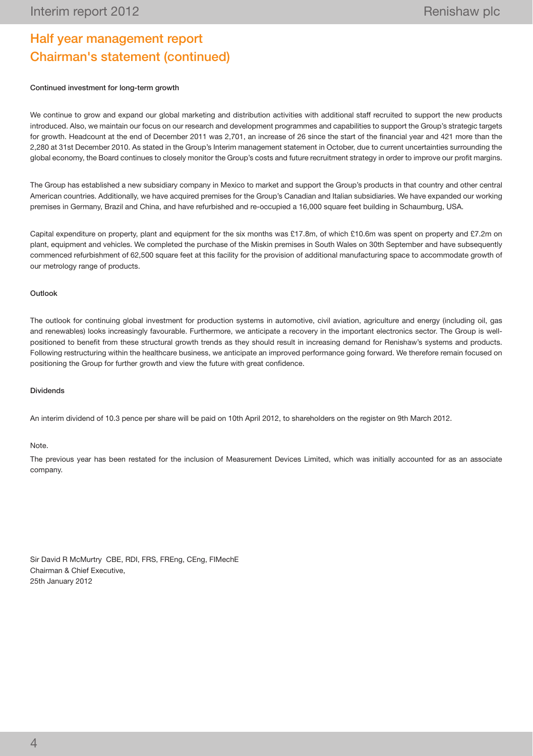# Half year management report
# Chairman's statement (continued)

**Continued investment for long-term growth**

We continue to grow and expand our global marketing and distribution activities with additional staff recruited to support the new products introduced. Also, we maintain our focus on our research and development programmes and capabilities to support the Group's strategic targets for growth. Headcount at the end of December 2011 was 2,701, an increase of 26 since the start of the financial year and 421 more than the 2,280 at 31st December 2010. As stated in the Group's Interim management statement in October, due to current uncertainties surrounding the global economy, the Board continues to closely monitor the Group's costs and future recruitment strategy in order to improve our profit margins.

The Group has established a new subsidiary company in Mexico to market and support the Group's products in that country and other central American countries. Additionally, we have acquired premises for the Group's Canadian and Italian subsidiaries. We have expanded our working premises in Germany, Brazil and China, and have refurbished and re-occupied a 16,000 square feet building in Schaumburg, USA.

Capital expenditure on property, plant and equipment for the six months was £17.8m, of which £10.6m was spent on property and £7.2m on plant, equipment and vehicles. We completed the purchase of the Miskin premises in South Wales on 30th September and have subsequently commenced refurbishment of 62,500 square feet at this facility for the provision of additional manufacturing space to accommodate growth of our metrology range of products.

**Outlook**

The outlook for continuing global investment for production systems in automotive, civil aviation, agriculture and energy (including oil, gas and renewables) looks increasingly favourable. Furthermore, we anticipate a recovery in the important electronics sector. The Group is well-positioned to benefit from these structural growth trends as they should result in increasing demand for Renishaw's systems and products. Following restructuring within the healthcare business, we anticipate an improved performance going forward. We therefore remain focused on positioning the Group for further growth and view the future with great confidence.

**Dividends**

An interim dividend of 10.3 pence per share will be paid on 10th April 2012, to shareholders on the register on 9th March 2012.

Note.

The previous year has been restated for the inclusion of Measurement Devices Limited, which was initially accounted for as an associate company.

Sir David R McMurtry CBE, RDI, FRS, FREng, CEng, FIMechE  
Chairman & Chief Executive,  
25th January 2012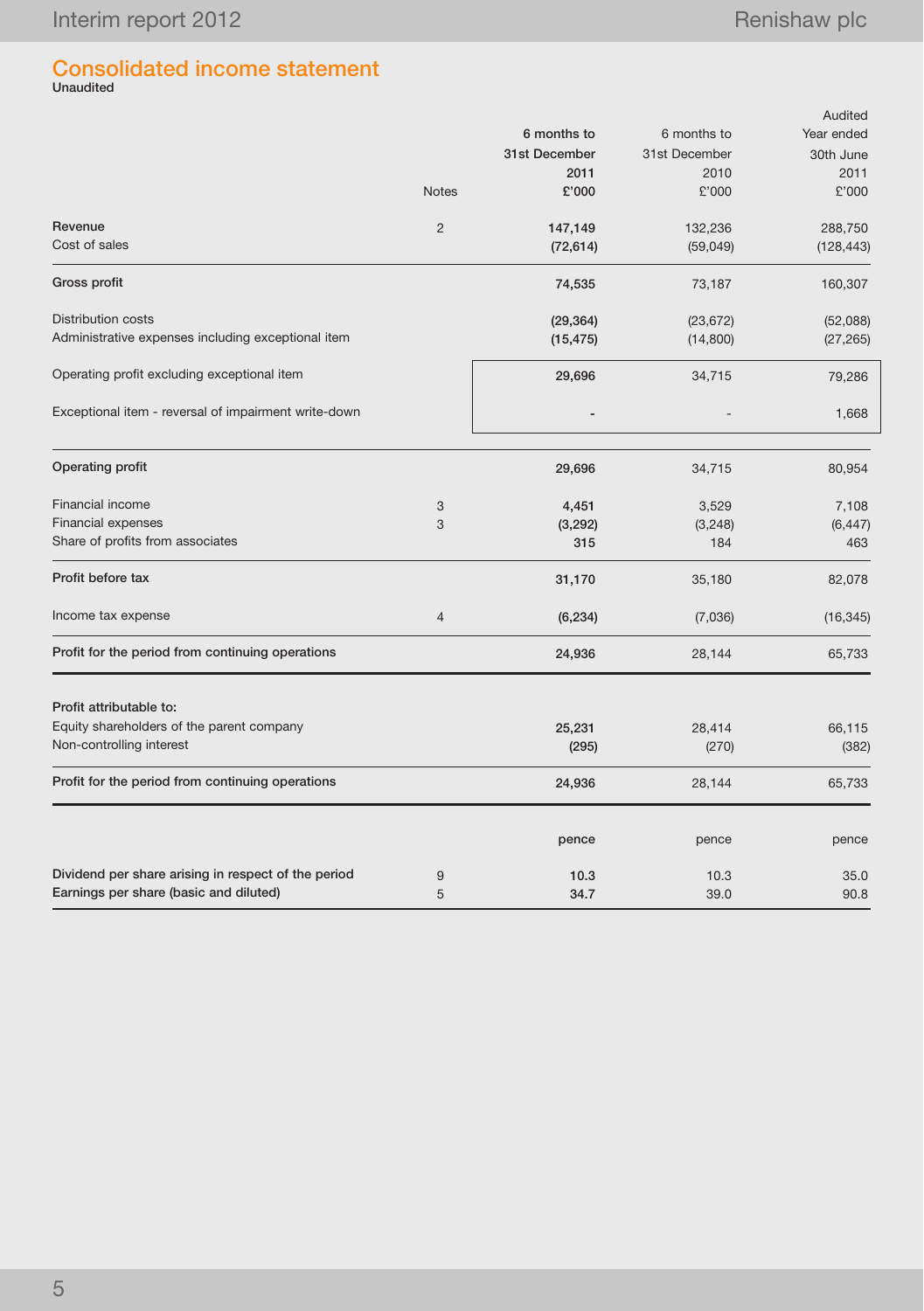# Consolidated income statement

**Unaudited**

| | Notes | **6 months to 31st December 2011 £'000** | 6 months to 31st December 2010 £'000 | Audited Year ended 30th June 2011 £'000 |
|---|---|---|---|---|
| **Revenue** | 2 | **147,149** | 132,236 | 288,750 |
| Cost of sales | | **(72,614)** | (59,049) | (128,443) |
| **Gross profit** | | **74,535** | 73,187 | 160,307 |
| Distribution costs | | **(29,364)** | (23,672) | (52,088) |
| Administrative expenses including exceptional item | | **(15,475)** | (14,800) | (27,265) |
| Operating profit excluding exceptional item | | **29,696** | 34,715 | 79,286 |
| Exceptional item - reversal of impairment write-down | | **-** | - | 1,668 |
| **Operating profit** | | **29,696** | 34,715 | 80,954 |
| Financial income | 3 | **4,451** | 3,529 | 7,108 |
| Financial expenses | 3 | **(3,292)** | (3,248) | (6,447) |
| Share of profits from associates | | **315** | 184 | 463 |
| **Profit before tax** | | **31,170** | 35,180 | 82,078 |
| Income tax expense | 4 | **(6,234)** | (7,036) | (16,345) |
| **Profit for the period from continuing operations** | | **24,936** | 28,144 | 65,733 |
| **Profit attributable to:** | | | | |
| Equity shareholders of the parent company | | **25,231** | 28,414 | 66,115 |
| Non-controlling interest | | **(295)** | (270) | (382) |
| **Profit for the period from continuing operations** | | **24,936** | 28,144 | 65,733 |
| | | **pence** | pence | pence |
| **Dividend per share arising in respect of the period** | 9 | **10.3** | 10.3 | 35.0 |
| **Earnings per share (basic and diluted)** | 5 | **34.7** | 39.0 | 90.8 |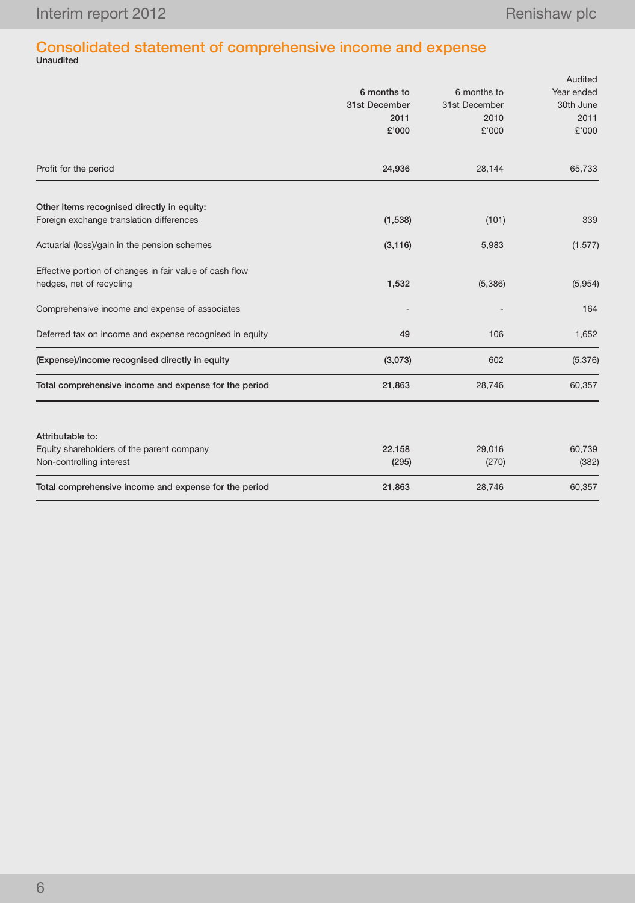# Consolidated statement of comprehensive income and expense

**Unaudited**

| | **6 months to 31st December 2011 £'000** | 6 months to 31st December 2010 £'000 | Audited Year ended 30th June 2011 £'000 |
|---|---|---|---|
| Profit for the period | **24,936** | 28,144 | 65,733 |
| **Other items recognised directly in equity:** | | | |
| Foreign exchange translation differences | **(1,538)** | (101) | 339 |
| Actuarial (loss)/gain in the pension schemes | **(3,116)** | 5,983 | (1,577) |
| Effective portion of changes in fair value of cash flow hedges, net of recycling | **1,532** | (5,386) | (5,954) |
| Comprehensive income and expense of associates | **-** | - | 164 |
| Deferred tax on income and expense recognised in equity | **49** | 106 | 1,652 |
| **(Expense)/income recognised directly in equity** | **(3,073)** | 602 | (5,376) |
| **Total comprehensive income and expense for the period** | **21,863** | 28,746 | 60,357 |
| **Attributable to:** | | | |
| Equity shareholders of the parent company | **22,158** | 29,016 | 60,739 |
| Non-controlling interest | **(295)** | (270) | (382) |
| **Total comprehensive income and expense for the period** | **21,863** | 28,746 | 60,357 |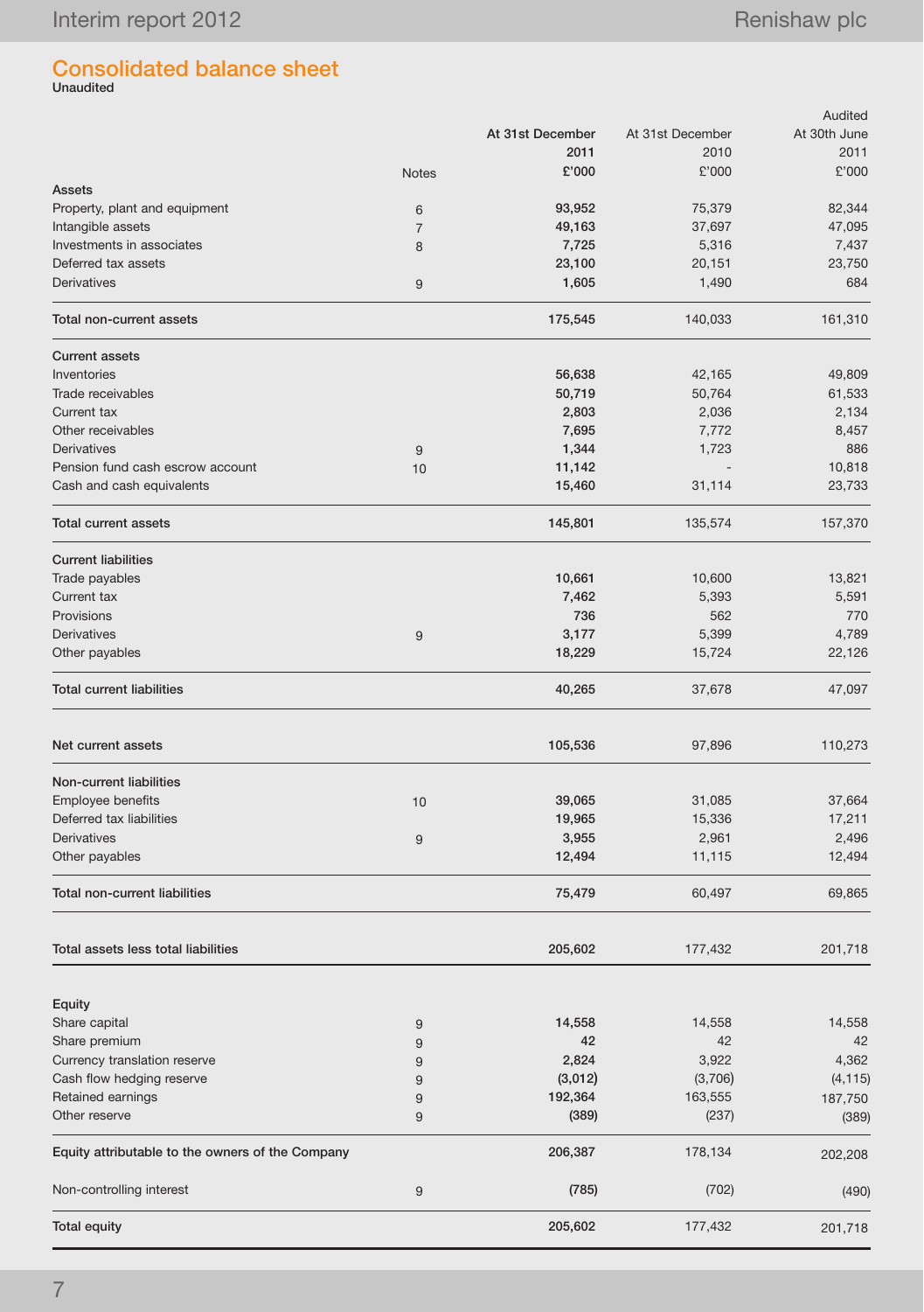# Consolidated balance sheet

**Unaudited**

| | Notes | At 31st December 2011 £'000 | At 31st December 2010 £'000 | Audited At 30th June 2011 £'000 |
|---|---|---|---|---|
| **Assets** | | | | |
| Property, plant and equipment | 6 | **93,952** | 75,379 | 82,344 |
| Intangible assets | 7 | **49,163** | 37,697 | 47,095 |
| Investments in associates | 8 | **7,725** | 5,316 | 7,437 |
| Deferred tax assets | | **23,100** | 20,151 | 23,750 |
| Derivatives | 9 | **1,605** | 1,490 | 684 |
| **Total non-current assets** | | **175,545** | 140,033 | 161,310 |
| **Current assets** | | | | |
| Inventories | | **56,638** | 42,165 | 49,809 |
| Trade receivables | | **50,719** | 50,764 | 61,533 |
| Current tax | | **2,803** | 2,036 | 2,134 |
| Other receivables | | **7,695** | 7,772 | 8,457 |
| Derivatives | 9 | **1,344** | 1,723 | 886 |
| Pension fund cash escrow account | 10 | **11,142** | - | 10,818 |
| Cash and cash equivalents | | **15,460** | 31,114 | 23,733 |
| **Total current assets** | | **145,801** | 135,574 | 157,370 |
| **Current liabilities** | | | | |
| Trade payables | | **10,661** | 10,600 | 13,821 |
| Current tax | | **7,462** | 5,393 | 5,591 |
| Provisions | | **736** | 562 | 770 |
| Derivatives | 9 | **3,177** | 5,399 | 4,789 |
| Other payables | | **18,229** | 15,724 | 22,126 |
| **Total current liabilities** | | **40,265** | 37,678 | 47,097 |
| **Net current assets** | | **105,536** | 97,896 | 110,273 |
| **Non-current liabilities** | | | | |
| Employee benefits | 10 | **39,065** | 31,085 | 37,664 |
| Deferred tax liabilities | | **19,965** | 15,336 | 17,211 |
| Derivatives | 9 | **3,955** | 2,961 | 2,496 |
| Other payables | | **12,494** | 11,115 | 12,494 |
| **Total non-current liabilities** | | **75,479** | 60,497 | 69,865 |
| **Total assets less total liabilities** | | **205,602** | 177,432 | 201,718 |
| **Equity** | | | | |
| Share capital | 9 | **14,558** | 14,558 | 14,558 |
| Share premium | 9 | **42** | 42 | 42 |
| Currency translation reserve | 9 | **2,824** | 3,922 | 4,362 |
| Cash flow hedging reserve | 9 | **(3,012)** | (3,706) | (4,115) |
| Retained earnings | 9 | **192,364** | 163,555 | 187,750 |
| Other reserve | 9 | **(389)** | (237) | (389) |
| **Equity attributable to the owners of the Company** | | **206,387** | 178,134 | 202,208 |
| Non-controlling interest | 9 | **(785)** | (702) | (490) |
| **Total equity** | | **205,602** | 177,432 | 201,718 |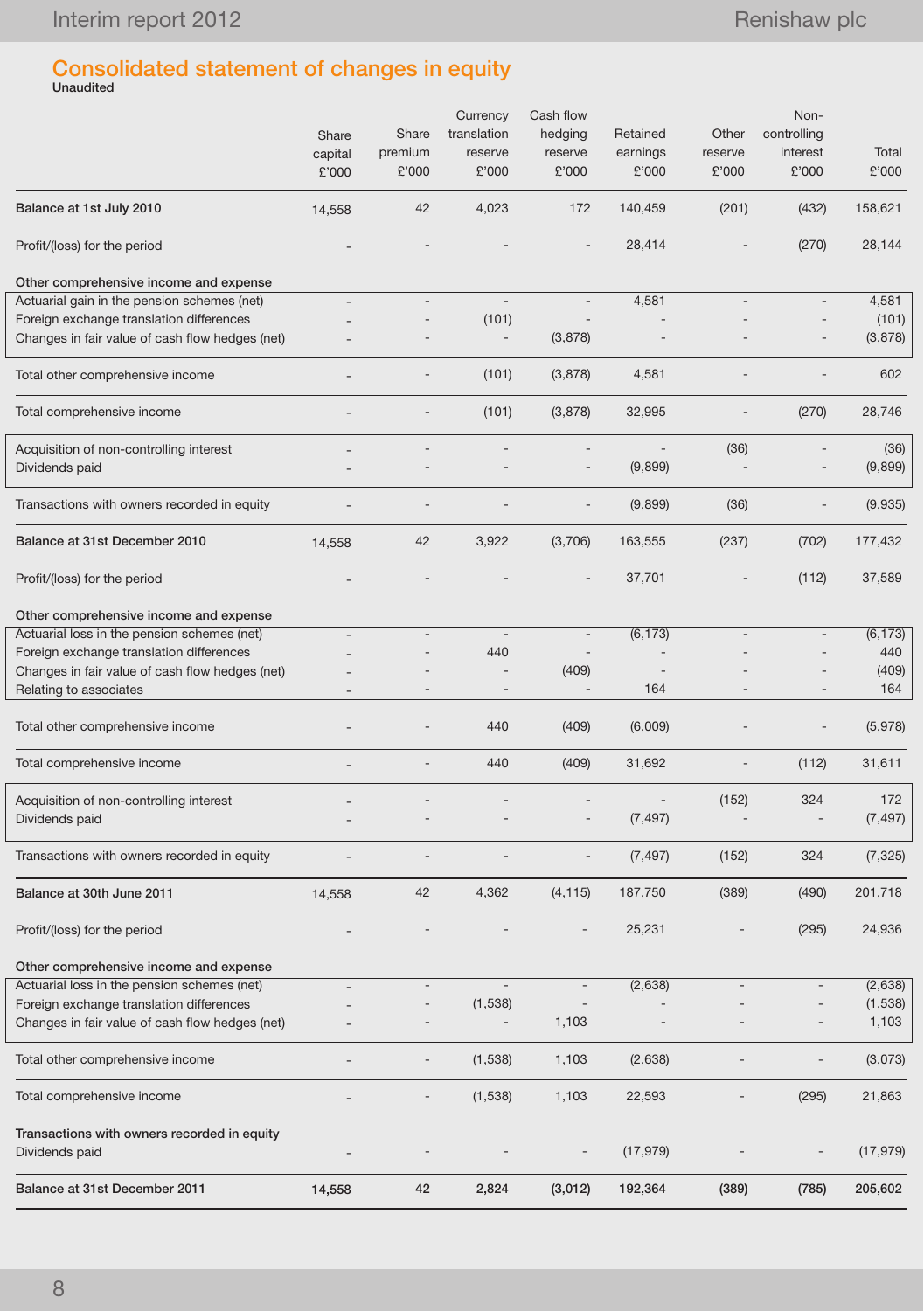## Consolidated statement of changes in equity

**Unaudited**

| | Share capital £'000 | Share premium £'000 | Currency translation reserve £'000 | Cash flow hedging reserve £'000 | Retained earnings £'000 | Other reserve £'000 | Non-controlling interest £'000 | Total £'000 |
|---|---|---|---|---|---|---|---|---|
| **Balance at 1st July 2010** | 14,558 | 42 | 4,023 | 172 | 140,459 | (201) | (432) | 158,621 |
| Profit/(loss) for the period | - | - | - | - | 28,414 | - | (270) | 28,144 |
| **Other comprehensive income and expense** | | | | | | | | |
| Actuarial gain in the pension schemes (net) | - | - | - | - | 4,581 | - | - | 4,581 |
| Foreign exchange translation differences | - | - | (101) | - | - | - | - | (101) |
| Changes in fair value of cash flow hedges (net) | - | - | - | (3,878) | - | - | - | (3,878) |
| Total other comprehensive income | - | - | (101) | (3,878) | 4,581 | - | - | 602 |
| Total comprehensive income | - | - | (101) | (3,878) | 32,995 | - | (270) | 28,746 |
| Acquisition of non-controlling interest | - | - | - | - | - | (36) | - | (36) |
| Dividends paid | - | - | - | - | (9,899) | - | - | (9,899) |
| Transactions with owners recorded in equity | - | - | - | - | (9,899) | (36) | - | (9,935) |
| **Balance at 31st December 2010** | 14,558 | 42 | 3,922 | (3,706) | 163,555 | (237) | (702) | 177,432 |
| Profit/(loss) for the period | - | - | - | - | 37,701 | - | (112) | 37,589 |
| **Other comprehensive income and expense** | | | | | | | | |
| Actuarial loss in the pension schemes (net) | - | - | - | - | (6,173) | - | - | (6,173) |
| Foreign exchange translation differences | - | - | 440 | - | - | - | - | 440 |
| Changes in fair value of cash flow hedges (net) | - | - | - | (409) | - | - | - | (409) |
| Relating to associates | - | - | - | - | 164 | - | - | 164 |
| Total other comprehensive income | - | - | 440 | (409) | (6,009) | - | - | (5,978) |
| Total comprehensive income | - | - | 440 | (409) | 31,692 | - | (112) | 31,611 |
| Acquisition of non-controlling interest | - | - | - | - | - | (152) | 324 | 172 |
| Dividends paid | - | - | - | - | (7,497) | - | - | (7,497) |
| Transactions with owners recorded in equity | - | - | - | - | (7,497) | (152) | 324 | (7,325) |
| **Balance at 30th June 2011** | 14,558 | 42 | 4,362 | (4,115) | 187,750 | (389) | (490) | 201,718 |
| Profit/(loss) for the period | - | - | - | - | 25,231 | - | (295) | 24,936 |
| **Other comprehensive income and expense** | | | | | | | | |
| Actuarial loss in the pension schemes (net) | - | - | - | - | (2,638) | - | - | (2,638) |
| Foreign exchange translation differences | - | - | (1,538) | - | - | - | - | (1,538) |
| Changes in fair value of cash flow hedges (net) | - | - | - | 1,103 | - | - | - | 1,103 |
| Total other comprehensive income | - | - | (1,538) | 1,103 | (2,638) | - | - | (3,073) |
| Total comprehensive income | - | - | (1,538) | 1,103 | 22,593 | - | (295) | 21,863 |
| **Transactions with owners recorded in equity** | | | | | | | | |
| Dividends paid | - | - | - | - | (17,979) | - | - | (17,979) |
| **Balance at 31st December 2011** | **14,558** | **42** | **2,824** | **(3,012)** | **192,364** | **(389)** | **(785)** | **205,602** |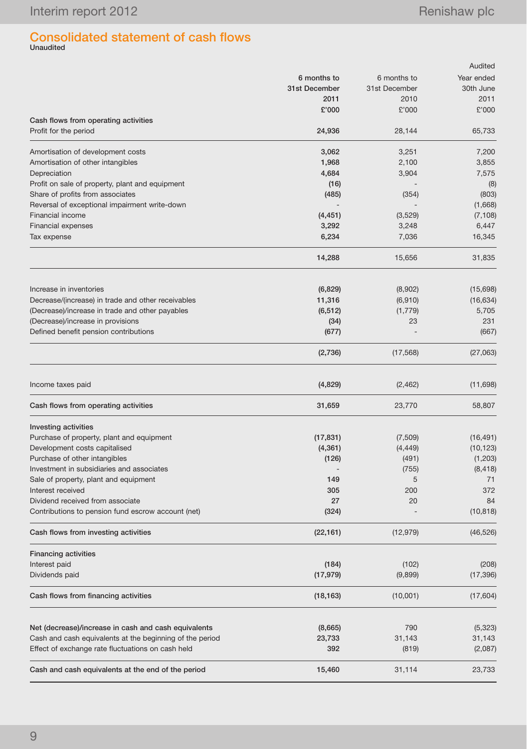# Consolidated statement of cash flows

**Unaudited**

| | 6 months to 31st December 2011 £'000 | 6 months to 31st December 2010 £'000 | Audited Year ended 30th June 2011 £'000 |
|---|---|---|---|
| **Cash flows from operating activities** | | | |
| Profit for the period | **24,936** | 28,144 | 65,733 |
| Amortisation of development costs | **3,062** | 3,251 | 7,200 |
| Amortisation of other intangibles | **1,968** | 2,100 | 3,855 |
| Depreciation | **4,684** | 3,904 | 7,575 |
| Profit on sale of property, plant and equipment | **(16)** | - | (8) |
| Share of profits from associates | **(485)** | (354) | (803) |
| Reversal of exceptional impairment write-down | - | - | (1,668) |
| Financial income | **(4,451)** | (3,529) | (7,108) |
| Financial expenses | **3,292** | 3,248 | 6,447 |
| Tax expense | **6,234** | 7,036 | 16,345 |
| | **14,288** | 15,656 | 31,835 |
| Increase in inventories | **(6,829)** | (8,902) | (15,698) |
| Decrease/(increase) in trade and other receivables | **11,316** | (6,910) | (16,634) |
| (Decrease)/increase in trade and other payables | **(6,512)** | (1,779) | 5,705 |
| (Decrease)/increase in provisions | **(34)** | 23 | 231 |
| Defined benefit pension contributions | **(677)** | - | (667) |
| | **(2,736)** | (17,568) | (27,063) |
| Income taxes paid | **(4,829)** | (2,462) | (11,698) |
| **Cash flows from operating activities** | **31,659** | 23,770 | 58,807 |
| **Investing activities** | | | |
| Purchase of property, plant and equipment | **(17,831)** | (7,509) | (16,491) |
| Development costs capitalised | **(4,361)** | (4,449) | (10,123) |
| Purchase of other intangibles | **(126)** | (491) | (1,203) |
| Investment in subsidiaries and associates | - | (755) | (8,418) |
| Sale of property, plant and equipment | **149** | 5 | 71 |
| Interest received | **305** | 200 | 372 |
| Dividend received from associate | **27** | 20 | 84 |
| Contributions to pension fund escrow account (net) | **(324)** | - | (10,818) |
| **Cash flows from investing activities** | **(22,161)** | (12,979) | (46,526) |
| **Financing activities** | | | |
| Interest paid | **(184)** | (102) | (208) |
| Dividends paid | **(17,979)** | (9,899) | (17,396) |
| **Cash flows from financing activities** | **(18,163)** | (10,001) | (17,604) |
| **Net (decrease)/increase in cash and cash equivalents** | **(8,665)** | 790 | (5,323) |
| Cash and cash equivalents at the beginning of the period | **23,733** | 31,143 | 31,143 |
| Effect of exchange rate fluctuations on cash held | **392** | (819) | (2,087) |
| **Cash and cash equivalents at the end of the period** | **15,460** | 31,114 | 23,733 |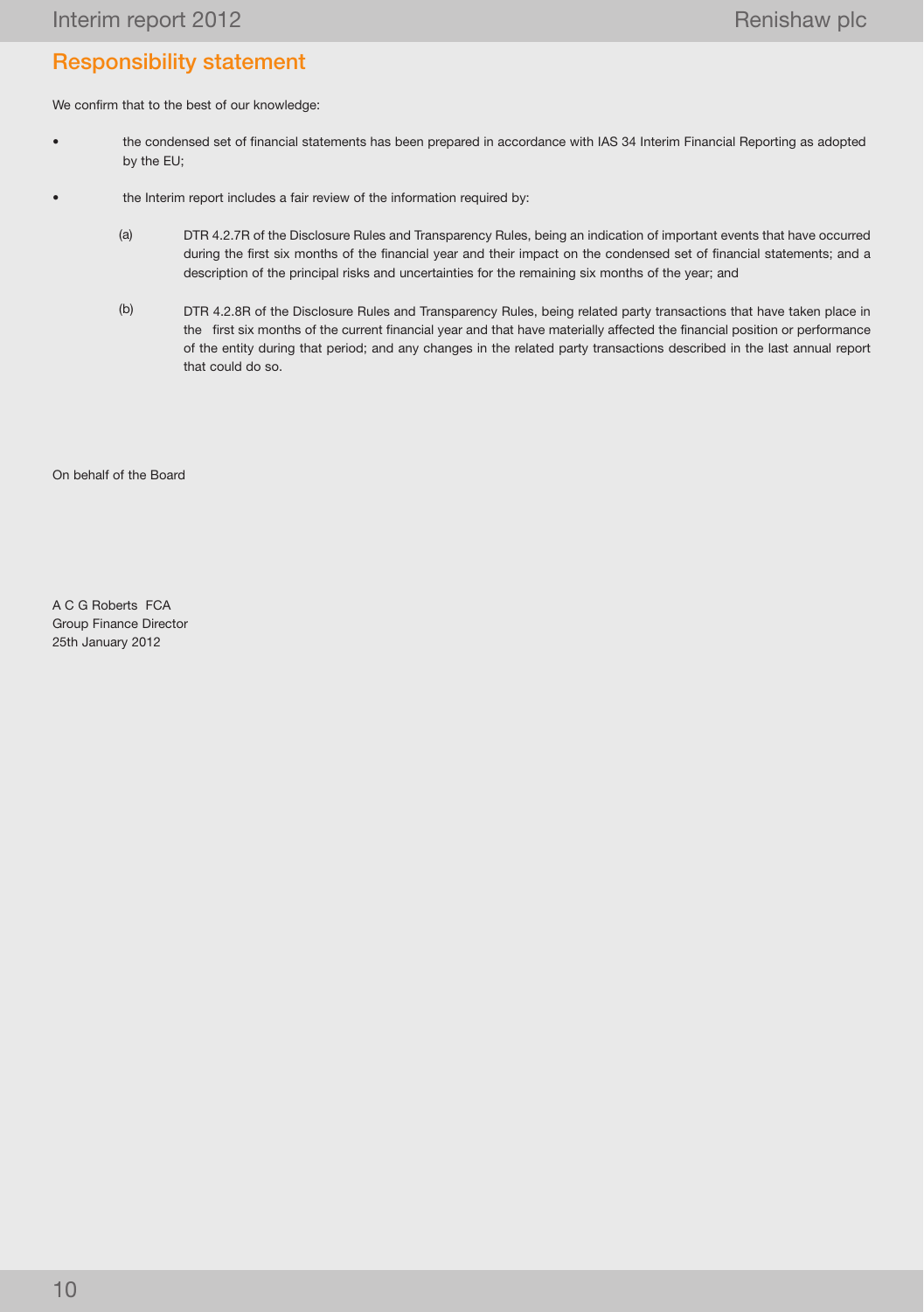## Responsibility statement

We confirm that to the best of our knowledge:

- the condensed set of financial statements has been prepared in accordance with IAS 34 Interim Financial Reporting as adopted by the EU;
- the Interim report includes a fair review of the information required by:

  (a) DTR 4.2.7R of the Disclosure Rules and Transparency Rules, being an indication of important events that have occurred during the first six months of the financial year and their impact on the condensed set of financial statements; and a description of the principal risks and uncertainties for the remaining six months of the year; and

  (b) DTR 4.2.8R of the Disclosure Rules and Transparency Rules, being related party transactions that have taken place in the first six months of the current financial year and that have materially affected the financial position or performance of the entity during that period; and any changes in the related party transactions described in the last annual report that could do so.

On behalf of the Board

A C G Roberts FCA
Group Finance Director
25th January 2012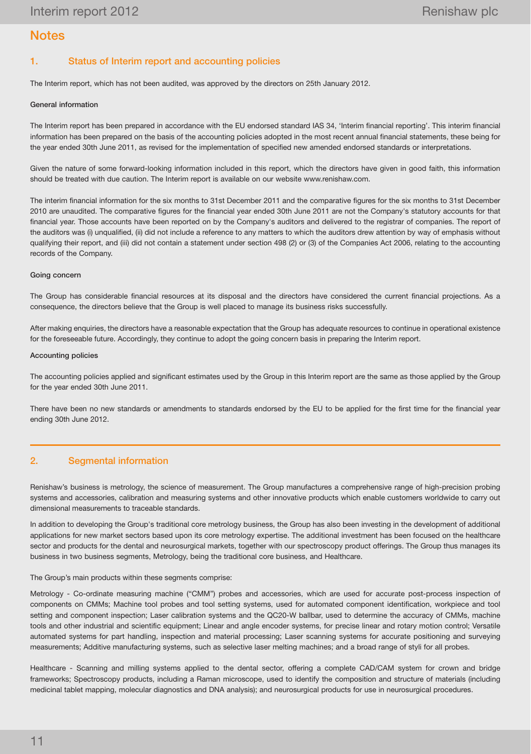# Notes

## 1. Status of Interim report and accounting policies

The Interim report, which has not been audited, was approved by the directors on 25th January 2012.

**General information**

The Interim report has been prepared in accordance with the EU endorsed standard IAS 34, 'Interim financial reporting'. This interim financial information has been prepared on the basis of the accounting policies adopted in the most recent annual financial statements, these being for the year ended 30th June 2011, as revised for the implementation of specified new amended endorsed standards or interpretations.

Given the nature of some forward-looking information included in this report, which the directors have given in good faith, this information should be treated with due caution. The Interim report is available on our website www.renishaw.com.

The interim financial information for the six months to 31st December 2011 and the comparative figures for the six months to 31st December 2010 are unaudited. The comparative figures for the financial year ended 30th June 2011 are not the Company's statutory accounts for that financial year. Those accounts have been reported on by the Company's auditors and delivered to the registrar of companies. The report of the auditors was (i) unqualified, (ii) did not include a reference to any matters to which the auditors drew attention by way of emphasis without qualifying their report, and (iii) did not contain a statement under section 498 (2) or (3) of the Companies Act 2006, relating to the accounting records of the Company.

**Going concern**

The Group has considerable financial resources at its disposal and the directors have considered the current financial projections. As a consequence, the directors believe that the Group is well placed to manage its business risks successfully.

After making enquiries, the directors have a reasonable expectation that the Group has adequate resources to continue in operational existence for the foreseeable future. Accordingly, they continue to adopt the going concern basis in preparing the Interim report.

**Accounting policies**

The accounting policies applied and significant estimates used by the Group in this Interim report are the same as those applied by the Group for the year ended 30th June 2011.

There have been no new standards or amendments to standards endorsed by the EU to be applied for the first time for the financial year ending 30th June 2012.

## 2. Segmental information

Renishaw's business is metrology, the science of measurement. The Group manufactures a comprehensive range of high-precision probing systems and accessories, calibration and measuring systems and other innovative products which enable customers worldwide to carry out dimensional measurements to traceable standards.

In addition to developing the Group's traditional core metrology business, the Group has also been investing in the development of additional applications for new market sectors based upon its core metrology expertise. The additional investment has been focused on the healthcare sector and products for the dental and neurosurgical markets, together with our spectroscopy product offerings. The Group thus manages its business in two business segments, Metrology, being the traditional core business, and Healthcare.

The Group's main products within these segments comprise:

Metrology - Co-ordinate measuring machine ("CMM") probes and accessories, which are used for accurate post-process inspection of components on CMMs; Machine tool probes and tool setting systems, used for automated component identification, workpiece and tool setting and component inspection; Laser calibration systems and the QC20-W ballbar, used to determine the accuracy of CMMs, machine tools and other industrial and scientific equipment; Linear and angle encoder systems, for precise linear and rotary motion control; Versatile automated systems for part handling, inspection and material processing; Laser scanning systems for accurate positioning and surveying measurements; Additive manufacturing systems, such as selective laser melting machines; and a broad range of styli for all probes.

Healthcare - Scanning and milling systems applied to the dental sector, offering a complete CAD/CAM system for crown and bridge frameworks; Spectroscopy products, including a Raman microscope, used to identify the composition and structure of materials (including medicinal tablet mapping, molecular diagnostics and DNA analysis); and neurosurgical products for use in neurosurgical procedures.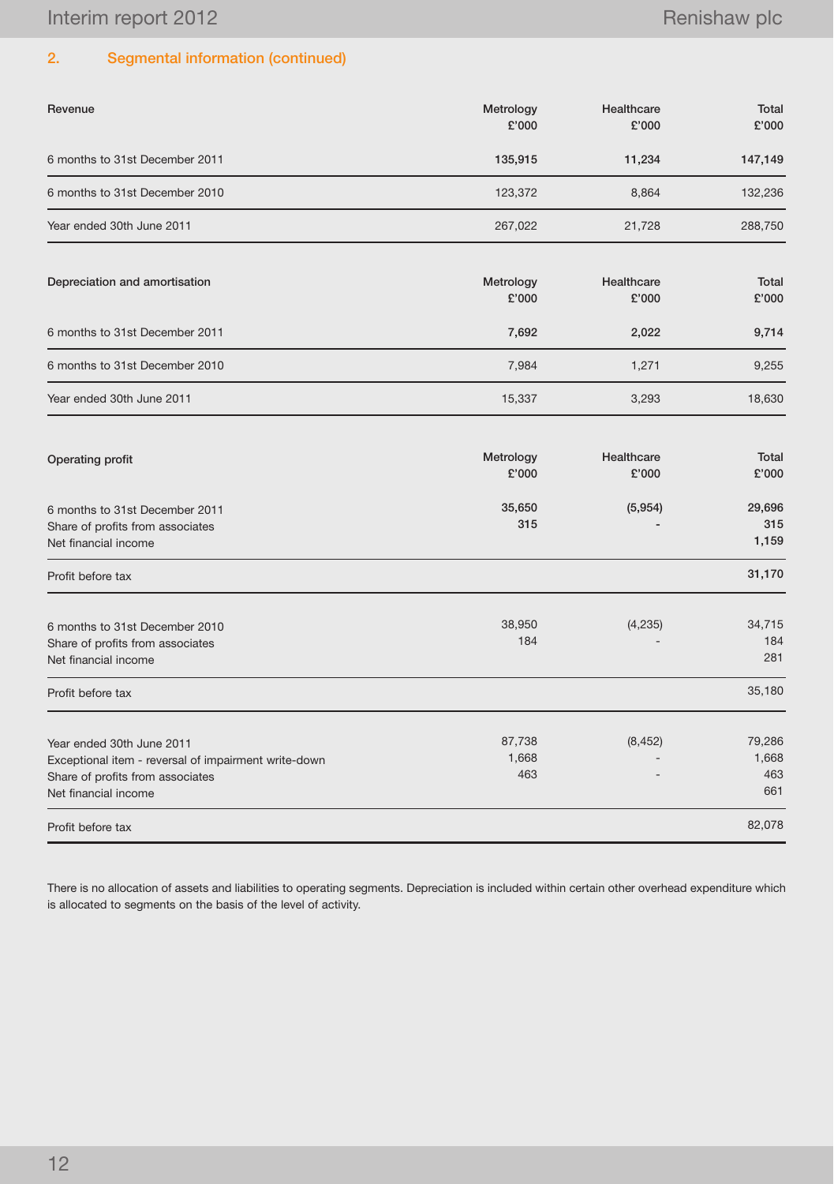## 2. Segmental information (continued)

| Revenue | Metrology £'000 | Healthcare £'000 | Total £'000 |
|---|---|---|---|
| 6 months to 31st December 2011 | **135,915** | **11,234** | **147,149** |
| 6 months to 31st December 2010 | 123,372 | 8,864 | 132,236 |
| Year ended 30th June 2011 | 267,022 | 21,728 | 288,750 |

| Depreciation and amortisation | Metrology £'000 | Healthcare £'000 | Total £'000 |
|---|---|---|---|
| 6 months to 31st December 2011 | **7,692** | **2,022** | **9,714** |
| 6 months to 31st December 2010 | 7,984 | 1,271 | 9,255 |
| Year ended 30th June 2011 | 15,337 | 3,293 | 18,630 |

| Operating profit | Metrology £'000 | Healthcare £'000 | Total £'000 |
|---|---|---|---|
| 6 months to 31st December 2011 | **35,650** | **(5,954)** | **29,696** |
| Share of profits from associates | **315** | **-** | **315** |
| Net financial income | | | **1,159** |
| Profit before tax | | | **31,170** |
| 6 months to 31st December 2010 | 38,950 | (4,235) | 34,715 |
| Share of profits from associates | 184 | - | 184 |
| Net financial income | | | 281 |
| Profit before tax | | | 35,180 |
| Year ended 30th June 2011 | 87,738 | (8,452) | 79,286 |
| Exceptional item - reversal of impairment write-down | 1,668 | - | 1,668 |
| Share of profits from associates | 463 | - | 463 |
| Net financial income | | | 661 |
| Profit before tax | | | 82,078 |

There is no allocation of assets and liabilities to operating segments. Depreciation is included within certain other overhead expenditure which is allocated to segments on the basis of the level of activity.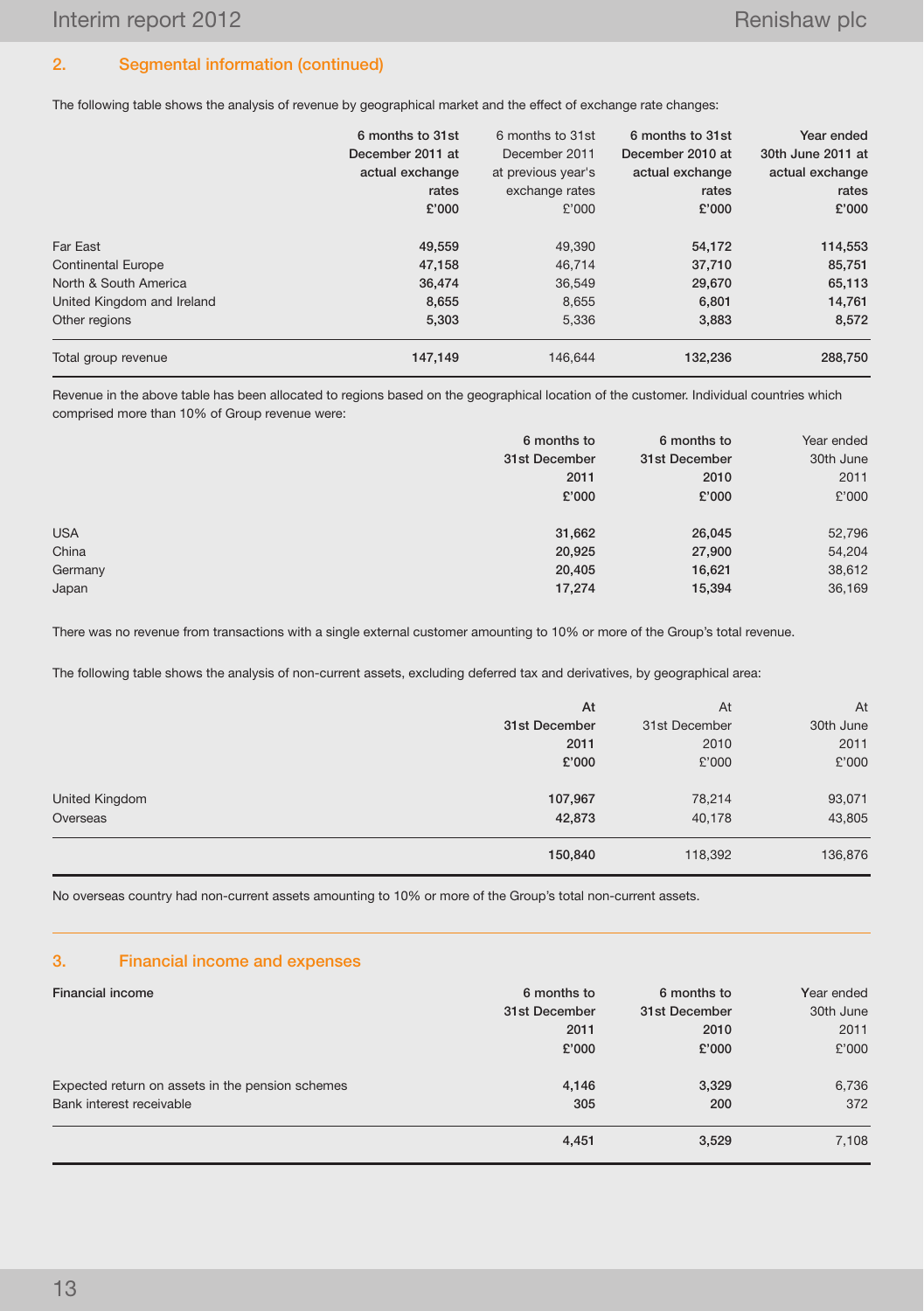## 2. Segmental information (continued)

The following table shows the analysis of revenue by geographical market and the effect of exchange rate changes:

| | **6 months to 31st December 2011 at actual exchange rates £'000** | 6 months to 31st December 2011 at previous year's exchange rates £'000 | **6 months to 31st December 2010 at actual exchange rates £'000** | **Year ended 30th June 2011 at actual exchange rates £'000** |
|---|---|---|---|---|
| Far East | **49,559** | 49,390 | **54,172** | **114,553** |
| Continental Europe | **47,158** | 46,714 | **37,710** | **85,751** |
| North & South America | **36,474** | 36,549 | **29,670** | **65,113** |
| United Kingdom and Ireland | **8,655** | 8,655 | **6,801** | **14,761** |
| Other regions | **5,303** | 5,336 | **3,883** | **8,572** |
| Total group revenue | **147,149** | 146,644 | **132,236** | **288,750** |

Revenue in the above table has been allocated to regions based on the geographical location of the customer. Individual countries which comprised more than 10% of Group revenue were:

| | **6 months to 31st December 2011 £'000** | **6 months to 31st December 2010 £'000** | Year ended 30th June 2011 £'000 |
|---|---|---|---|
| USA | **31,662** | **26,045** | 52,796 |
| China | **20,925** | **27,900** | 54,204 |
| Germany | **20,405** | **16,621** | 38,612 |
| Japan | **17,274** | **15,394** | 36,169 |

There was no revenue from transactions with a single external customer amounting to 10% or more of the Group's total revenue.

The following table shows the analysis of non-current assets, excluding deferred tax and derivatives, by geographical area:

| | **At 31st December 2011 £'000** | At 31st December 2010 £'000 | At 30th June 2011 £'000 |
|---|---|---|---|
| United Kingdom | **107,967** | 78,214 | 93,071 |
| Overseas | **42,873** | 40,178 | 43,805 |
| | **150,840** | 118,392 | 136,876 |

No overseas country had non-current assets amounting to 10% or more of the Group's total non-current assets.

## 3. Financial income and expenses

| **Financial income** | **6 months to 31st December 2011 £'000** | **6 months to 31st December 2010 £'000** | Year ended 30th June 2011 £'000 |
|---|---|---|---|
| Expected return on assets in the pension schemes | **4,146** | **3,329** | 6,736 |
| Bank interest receivable | **305** | **200** | 372 |
| | **4,451** | **3,529** | 7,108 |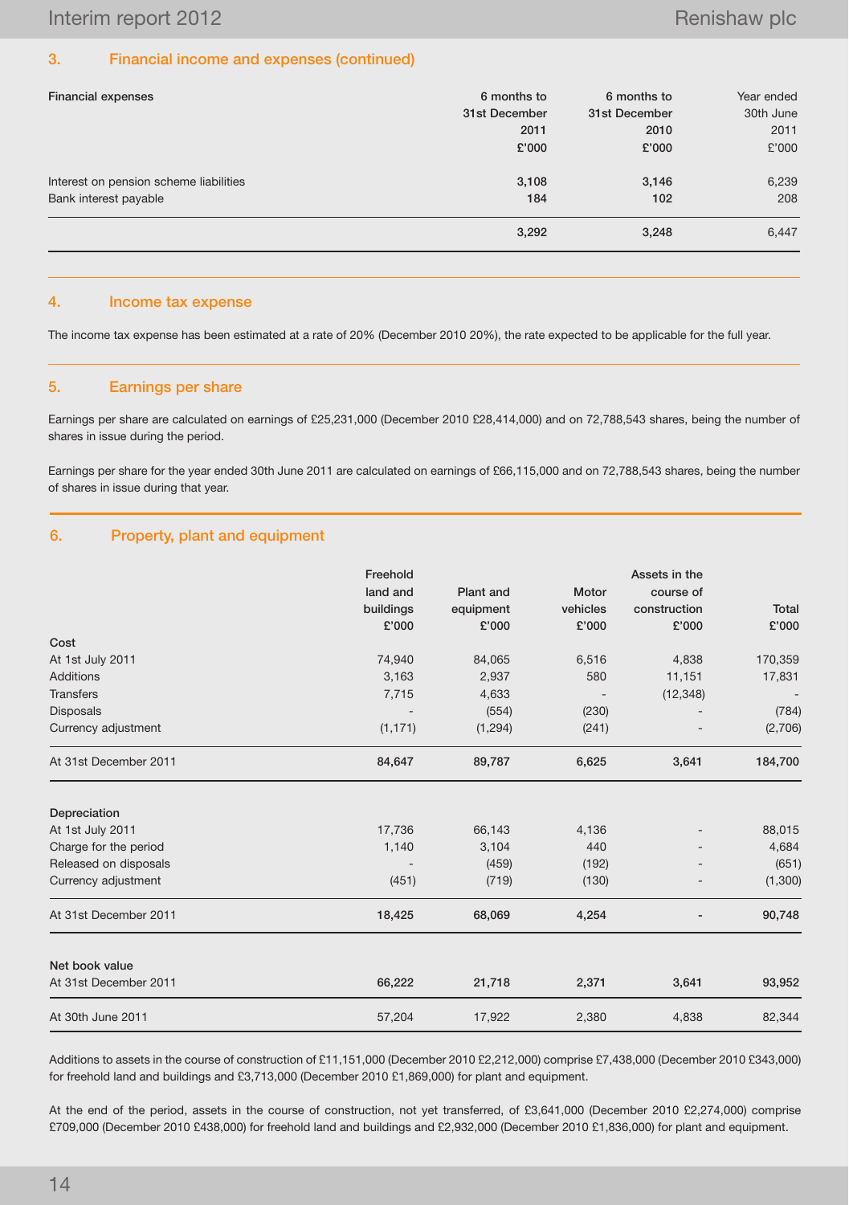## 3. Financial income and expenses (continued)

| Financial expenses | 6 months to 31st December 2011 £'000 | 6 months to 31st December 2010 £'000 | Year ended 30th June 2011 £'000 |
|---|---|---|---|
| Interest on pension scheme liabilities | **3,108** | **3,146** | 6,239 |
| Bank interest payable | **184** | **102** | 208 |
| | **3,292** | **3,248** | 6,447 |

## 4. Income tax expense

The income tax expense has been estimated at a rate of 20% (December 2010 20%), the rate expected to be applicable for the full year.

## 5. Earnings per share

Earnings per share are calculated on earnings of £25,231,000 (December 2010 £28,414,000) and on 72,788,543 shares, being the number of shares in issue during the period.

Earnings per share for the year ended 30th June 2011 are calculated on earnings of £66,115,000 and on 72,788,543 shares, being the number of shares in issue during that year.

## 6. Property, plant and equipment

| | Freehold land and buildings £'000 | Plant and equipment £'000 | Motor vehicles £'000 | Assets in the course of construction £'000 | Total £'000 |
|---|---|---|---|---|---|
| **Cost** | | | | | |
| At 1st July 2011 | 74,940 | 84,065 | 6,516 | 4,838 | 170,359 |
| Additions | 3,163 | 2,937 | 580 | 11,151 | 17,831 |
| Transfers | 7,715 | 4,633 | - | (12,348) | - |
| Disposals | - | (554) | (230) | - | (784) |
| Currency adjustment | (1,171) | (1,294) | (241) | - | (2,706) |
| At 31st December 2011 | **84,647** | **89,787** | **6,625** | **3,641** | **184,700** |
| **Depreciation** | | | | | |
| At 1st July 2011 | 17,736 | 66,143 | 4,136 | - | 88,015 |
| Charge for the period | 1,140 | 3,104 | 440 | - | 4,684 |
| Released on disposals | - | (459) | (192) | - | (651) |
| Currency adjustment | (451) | (719) | (130) | - | (1,300) |
| At 31st December 2011 | **18,425** | **68,069** | **4,254** | **-** | **90,748** |
| **Net book value** | | | | | |
| At 31st December 2011 | **66,222** | **21,718** | **2,371** | **3,641** | **93,952** |
| At 30th June 2011 | 57,204 | 17,922 | 2,380 | 4,838 | 82,344 |

Additions to assets in the course of construction of £11,151,000 (December 2010 £2,212,000) comprise £7,438,000 (December 2010 £343,000) for freehold land and buildings and £3,713,000 (December 2010 £1,869,000) for plant and equipment.

At the end of the period, assets in the course of construction, not yet transferred, of £3,641,000 (December 2010 £2,274,000) comprise £709,000 (December 2010 £438,000) for freehold land and buildings and £2,932,000 (December 2010 £1,836,000) for plant and equipment.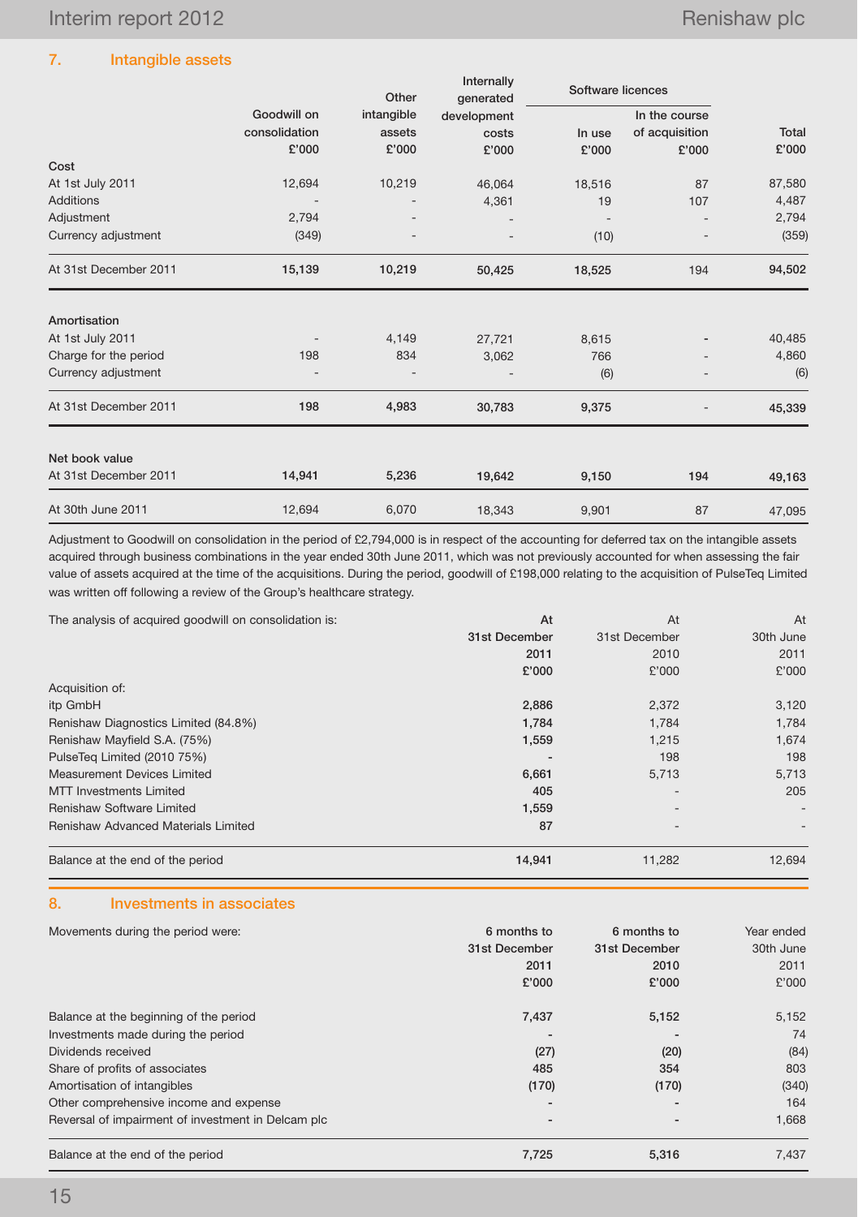## 7. Intangible assets

| | Goodwill on consolidation £'000 | Other intangible assets £'000 | Internally generated development costs £'000 | Software licences | | Total £'000 |
|---|---|---|---|---|---|---|
| | | | | In use £'000 | In the course of acquisition £'000 | |
| **Cost** | | | | | | |
| At 1st July 2011 | 12,694 | 10,219 | 46,064 | 18,516 | 87 | 87,580 |
| Additions | - | - | 4,361 | 19 | 107 | 4,487 |
| Adjustment | 2,794 | - | - | - | - | 2,794 |
| Currency adjustment | (349) | - | - | (10) | - | (359) |
| At 31st December 2011 | **15,139** | **10,219** | **50,425** | **18,525** | 194 | **94,502** |
| **Amortisation** | | | | | | |
| At 1st July 2011 | - | 4,149 | 27,721 | 8,615 | - | 40,485 |
| Charge for the period | 198 | 834 | 3,062 | 766 | - | 4,860 |
| Currency adjustment | - | - | - | (6) | - | (6) |
| At 31st December 2011 | **198** | **4,983** | **30,783** | **9,375** | - | **45,339** |
| **Net book value** | | | | | | |
| At 31st December 2011 | **14,941** | **5,236** | **19,642** | **9,150** | **194** | **49,163** |
| At 30th June 2011 | 12,694 | 6,070 | 18,343 | 9,901 | 87 | 47,095 |

Adjustment to Goodwill on consolidation in the period of £2,794,000 is in respect of the accounting for deferred tax on the intangible assets acquired through business combinations in the year ended 30th June 2011, which was not previously accounted for when assessing the fair value of assets acquired at the time of the acquisitions. During the period, goodwill of £198,000 relating to the acquisition of PulseTeq Limited was written off following a review of the Group's healthcare strategy.

| The analysis of acquired goodwill on consolidation is: | **At 31st December 2011 £'000** | At 31st December 2010 £'000 | At 30th June 2011 £'000 |
|---|---|---|---|
| Acquisition of: | | | |
| itp GmbH | **2,886** | 2,372 | 3,120 |
| Renishaw Diagnostics Limited (84.8%) | **1,784** | 1,784 | 1,784 |
| Renishaw Mayfield S.A. (75%) | **1,559** | 1,215 | 1,674 |
| PulseTeq Limited (2010 75%) | **-** | 198 | 198 |
| Measurement Devices Limited | **6,661** | 5,713 | 5,713 |
| MTT Investments Limited | **405** | - | 205 |
| Renishaw Software Limited | **1,559** | - | - |
| Renishaw Advanced Materials Limited | **87** | - | - |
| Balance at the end of the period | **14,941** | 11,282 | 12,694 |

## 8. Investments in associates

| Movements during the period were: | **6 months to 31st December 2011 £'000** | **6 months to 31st December 2010 £'000** | Year ended 30th June 2011 £'000 |
|---|---|---|---|
| Balance at the beginning of the period | **7,437** | **5,152** | 5,152 |
| Investments made during the period | **-** | **-** | 74 |
| Dividends received | **(27)** | **(20)** | (84) |
| Share of profits of associates | **485** | **354** | 803 |
| Amortisation of intangibles | **(170)** | **(170)** | (340) |
| Other comprehensive income and expense | **-** | **-** | 164 |
| Reversal of impairment of investment in Delcam plc | **-** | **-** | 1,668 |
| Balance at the end of the period | **7,725** | **5,316** | 7,437 |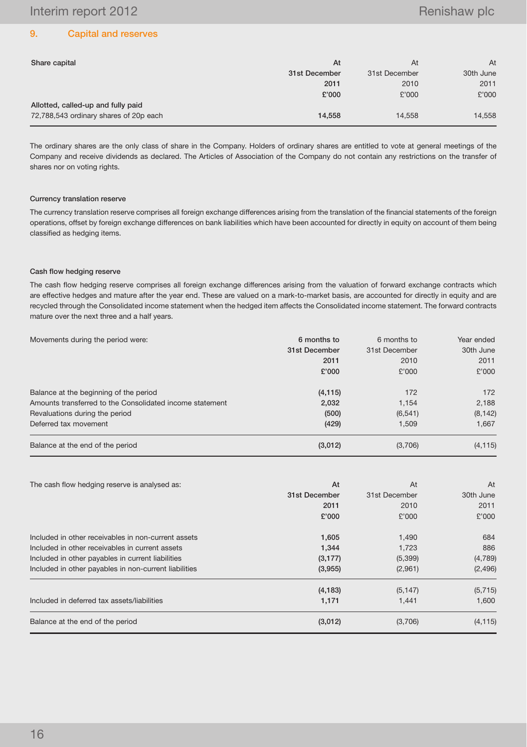## 9. Capital and reserves

| Share capital | At 31st December 2011 £'000 | At 31st December 2010 £'000 | At 30th June 2011 £'000 |
|---|---|---|---|
| **Allotted, called-up and fully paid** | | | |
| 72,788,543 ordinary shares of 20p each | **14,558** | 14,558 | 14,558 |

The ordinary shares are the only class of share in the Company. Holders of ordinary shares are entitled to vote at general meetings of the Company and receive dividends as declared. The Articles of Association of the Company do not contain any restrictions on the transfer of shares nor on voting rights.

### Currency translation reserve

The currency translation reserve comprises all foreign exchange differences arising from the translation of the financial statements of the foreign operations, offset by foreign exchange differences on bank liabilities which have been accounted for directly in equity on account of them being classified as hedging items.

### Cash flow hedging reserve

The cash flow hedging reserve comprises all foreign exchange differences arising from the valuation of forward exchange contracts which are effective hedges and mature after the year end. These are valued on a mark-to-market basis, are accounted for directly in equity and are recycled through the Consolidated income statement when the hedged item affects the Consolidated income statement. The forward contracts mature over the next three and a half years.

| Movements during the period were: | 6 months to 31st December 2011 £'000 | 6 months to 31st December 2010 £'000 | Year ended 30th June 2011 £'000 |
|---|---|---|---|
| Balance at the beginning of the period | **(4,115)** | 172 | 172 |
| Amounts transferred to the Consolidated income statement | **2,032** | 1,154 | 2,188 |
| Revaluations during the period | **(500)** | (6,541) | (8,142) |
| Deferred tax movement | **(429)** | 1,509 | 1,667 |
| Balance at the end of the period | **(3,012)** | (3,706) | (4,115) |

| The cash flow hedging reserve is analysed as: | At 31st December 2011 £'000 | At 31st December 2010 £'000 | At 30th June 2011 £'000 |
|---|---|---|---|
| Included in other receivables in non-current assets | **1,605** | 1,490 | 684 |
| Included in other receivables in current assets | **1,344** | 1,723 | 886 |
| Included in other payables in current liabilities | **(3,177)** | (5,399) | (4,789) |
| Included in other payables in non-current liabilities | **(3,955)** | (2,961) | (2,496) |
| | **(4,183)** | (5,147) | (5,715) |
| Included in deferred tax assets/liabilities | **1,171** | 1,441 | 1,600 |
| Balance at the end of the period | **(3,012)** | (3,706) | (4,115) |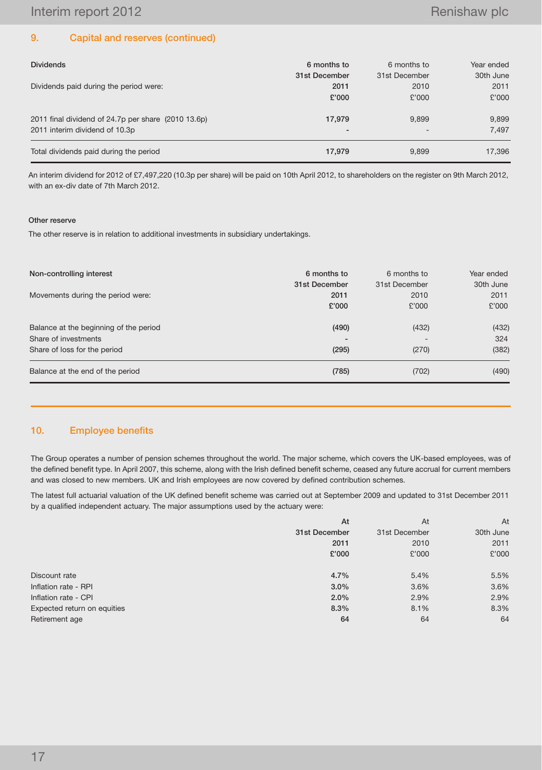## 9. Capital and reserves (continued)

| **Dividends**<br><br>Dividends paid during the period were: | **6 months to 31st December 2011 £'000** | 6 months to 31st December 2010 £'000 | Year ended 30th June 2011 £'000 |
|---|---|---|---|
| 2011 final dividend of 24.7p per share (2010 13.6p) | **17,979** | 9,899 | 9,899 |
| 2011 interim dividend of 10.3p | **-** | - | 7,497 |
| Total dividends paid during the period | **17,979** | 9,899 | 17,396 |

An interim dividend for 2012 of £7,497,220 (10.3p per share) will be paid on 10th April 2012, to shareholders on the register on 9th March 2012, with an ex-div date of 7th March 2012.

**Other reserve**

The other reserve is in relation to additional investments in subsidiary undertakings.

| **Non-controlling interest**<br><br>Movements during the period were: | **6 months to 31st December 2011 £'000** | 6 months to 31st December 2010 £'000 | Year ended 30th June 2011 £'000 |
|---|---|---|---|
| Balance at the beginning of the period | **(490)** | (432) | (432) |
| Share of investments | **-** | - | 324 |
| Share of loss for the period | **(295)** | (270) | (382) |
| Balance at the end of the period | **(785)** | (702) | (490) |

## 10. Employee benefits

The Group operates a number of pension schemes throughout the world. The major scheme, which covers the UK-based employees, was of the defined benefit type. In April 2007, this scheme, along with the Irish defined benefit scheme, ceased any future accrual for current members and was closed to new members. UK and Irish employees are now covered by defined contribution schemes.

The latest full actuarial valuation of the UK defined benefit scheme was carried out at September 2009 and updated to 31st December 2011 by a qualified independent actuary. The major assumptions used by the actuary were:

| | **At 31st December 2011 £'000** | At 31st December 2010 £'000 | At 30th June 2011 £'000 |
|---|---|---|---|
| Discount rate | **4.7%** | 5.4% | 5.5% |
| Inflation rate - RPI | **3.0%** | 3.6% | 3.6% |
| Inflation rate - CPI | **2.0%** | 2.9% | 2.9% |
| Expected return on equities | **8.3%** | 8.1% | 8.3% |
| Retirement age | **64** | 64 | 64 |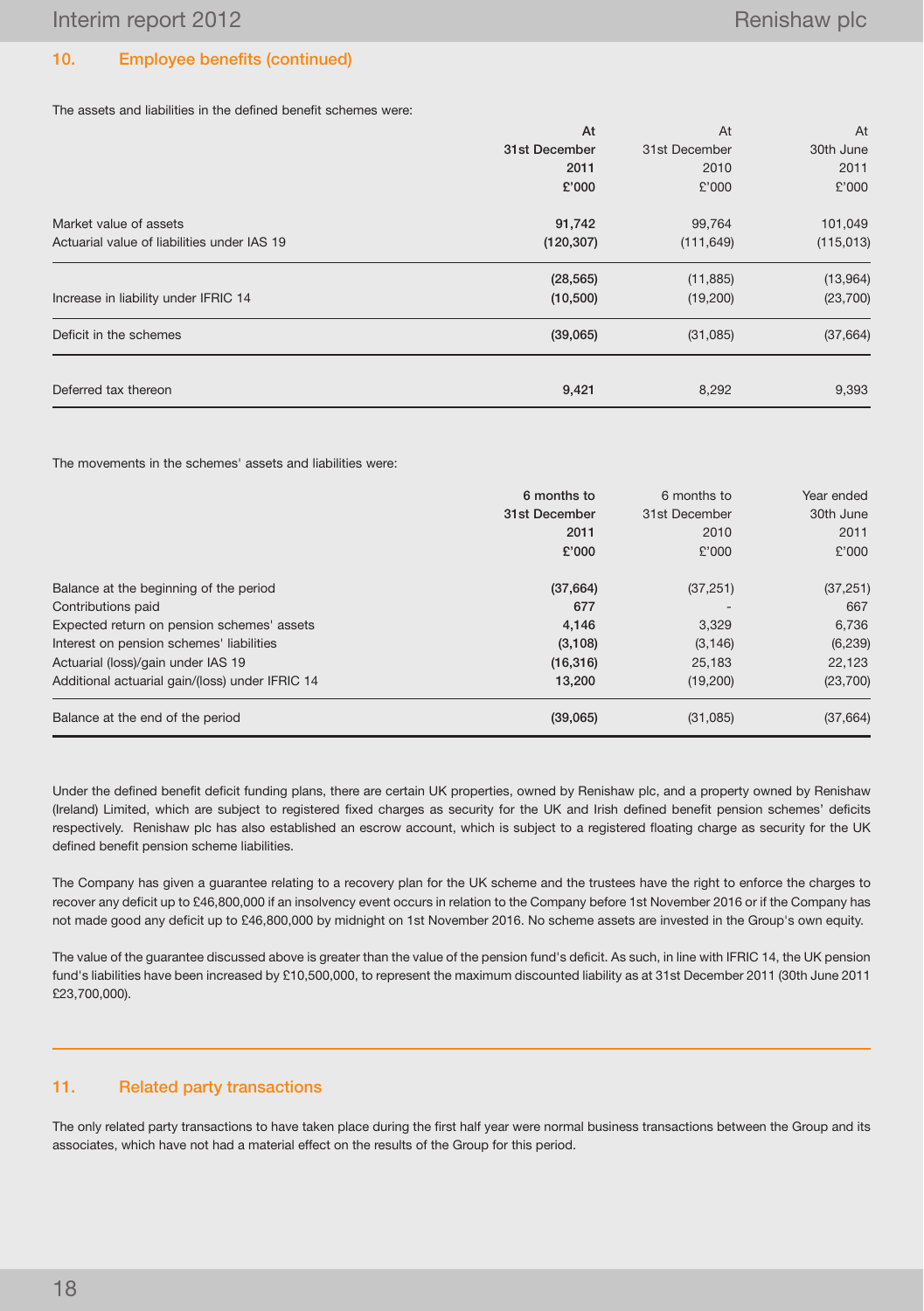## 10. Employee benefits (continued)

The assets and liabilities in the defined benefit schemes were:

| | At 31st December 2011 £'000 | At 31st December 2010 £'000 | At 30th June 2011 £'000 |
|---|---|---|---|
| Market value of assets | **91,742** | 99,764 | 101,049 |
| Actuarial value of liabilities under IAS 19 | **(120,307)** | (111,649) | (115,013) |
| | **(28,565)** | (11,885) | (13,964) |
| Increase in liability under IFRIC 14 | **(10,500)** | (19,200) | (23,700) |
| Deficit in the schemes | **(39,065)** | (31,085) | (37,664) |
| Deferred tax thereon | **9,421** | 8,292 | 9,393 |

The movements in the schemes' assets and liabilities were:

| | 6 months to 31st December 2011 £'000 | 6 months to 31st December 2010 £'000 | Year ended 30th June 2011 £'000 |
|---|---|---|---|
| Balance at the beginning of the period | **(37,664)** | (37,251) | (37,251) |
| Contributions paid | **677** | - | 667 |
| Expected return on pension schemes' assets | **4,146** | 3,329 | 6,736 |
| Interest on pension schemes' liabilities | **(3,108)** | (3,146) | (6,239) |
| Actuarial (loss)/gain under IAS 19 | **(16,316)** | 25,183 | 22,123 |
| Additional actuarial gain/(loss) under IFRIC 14 | **13,200** | (19,200) | (23,700) |
| Balance at the end of the period | **(39,065)** | (31,085) | (37,664) |

Under the defined benefit deficit funding plans, there are certain UK properties, owned by Renishaw plc, and a property owned by Renishaw (Ireland) Limited, which are subject to registered fixed charges as security for the UK and Irish defined benefit pension schemes' deficits respectively. Renishaw plc has also established an escrow account, which is subject to a registered floating charge as security for the UK defined benefit pension scheme liabilities.

The Company has given a guarantee relating to a recovery plan for the UK scheme and the trustees have the right to enforce the charges to recover any deficit up to £46,800,000 if an insolvency event occurs in relation to the Company before 1st November 2016 or if the Company has not made good any deficit up to £46,800,000 by midnight on 1st November 2016. No scheme assets are invested in the Group's own equity.

The value of the guarantee discussed above is greater than the value of the pension fund's deficit. As such, in line with IFRIC 14, the UK pension fund's liabilities have been increased by £10,500,000, to represent the maximum discounted liability as at 31st December 2011 (30th June 2011 £23,700,000).

## 11. Related party transactions

The only related party transactions to have taken place during the first half year were normal business transactions between the Group and its associates, which have not had a material effect on the results of the Group for this period.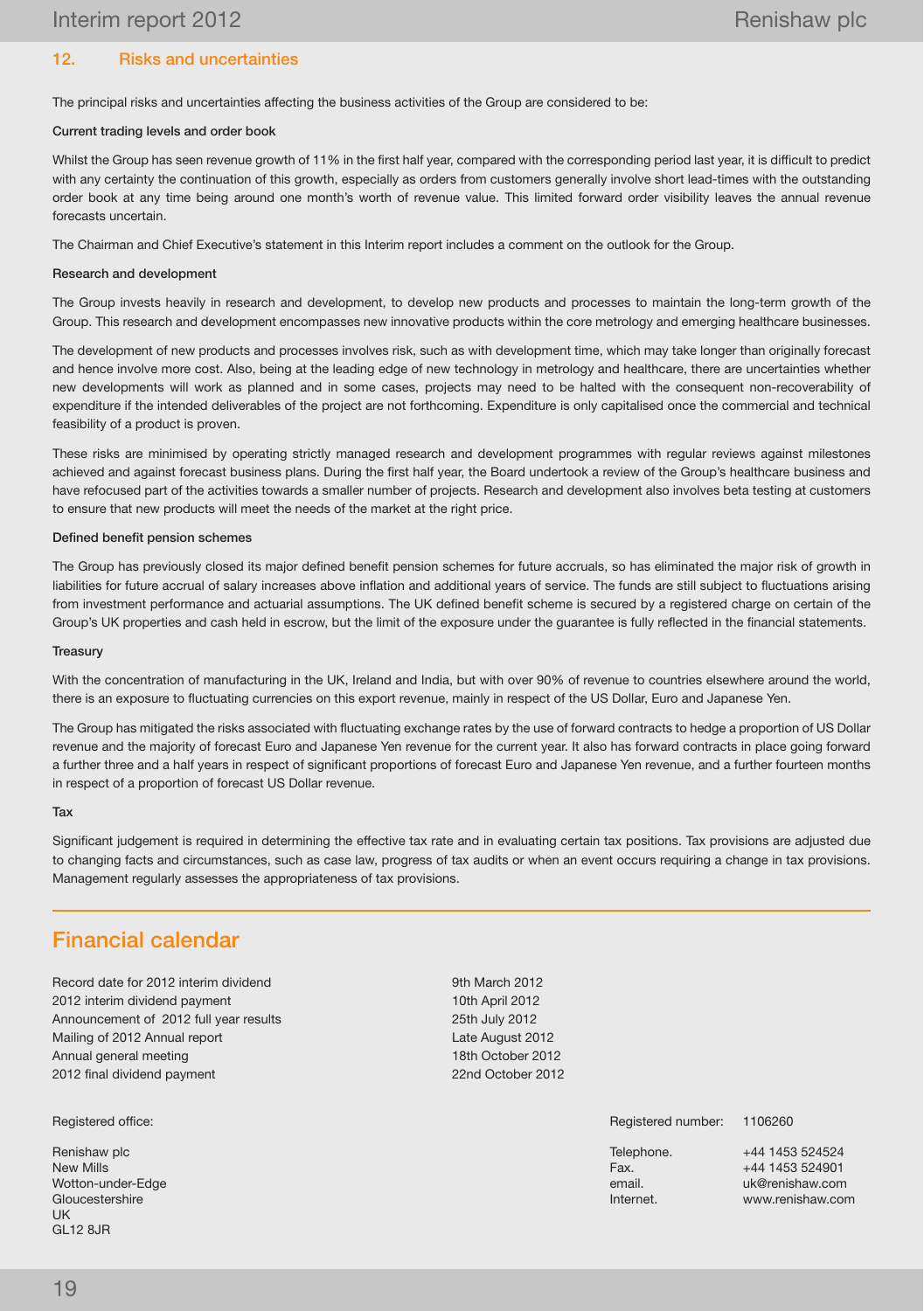## 12. Risks and uncertainties

The principal risks and uncertainties affecting the business activities of the Group are considered to be:

**Current trading levels and order book**

Whilst the Group has seen revenue growth of 11% in the first half year, compared with the corresponding period last year, it is difficult to predict with any certainty the continuation of this growth, especially as orders from customers generally involve short lead-times with the outstanding order book at any time being around one month's worth of revenue value. This limited forward order visibility leaves the annual revenue forecasts uncertain.

The Chairman and Chief Executive's statement in this Interim report includes a comment on the outlook for the Group.

**Research and development**

The Group invests heavily in research and development, to develop new products and processes to maintain the long-term growth of the Group. This research and development encompasses new innovative products within the core metrology and emerging healthcare businesses.

The development of new products and processes involves risk, such as with development time, which may take longer than originally forecast and hence involve more cost. Also, being at the leading edge of new technology in metrology and healthcare, there are uncertainties whether new developments will work as planned and in some cases, projects may need to be halted with the consequent non-recoverability of expenditure if the intended deliverables of the project are not forthcoming. Expenditure is only capitalised once the commercial and technical feasibility of a product is proven.

These risks are minimised by operating strictly managed research and development programmes with regular reviews against milestones achieved and against forecast business plans. During the first half year, the Board undertook a review of the Group's healthcare business and have refocused part of the activities towards a smaller number of projects. Research and development also involves beta testing at customers to ensure that new products will meet the needs of the market at the right price.

**Defined benefit pension schemes**

The Group has previously closed its major defined benefit pension schemes for future accruals, so has eliminated the major risk of growth in liabilities for future accrual of salary increases above inflation and additional years of service. The funds are still subject to fluctuations arising from investment performance and actuarial assumptions. The UK defined benefit scheme is secured by a registered charge on certain of the Group's UK properties and cash held in escrow, but the limit of the exposure under the guarantee is fully reflected in the financial statements.

**Treasury**

With the concentration of manufacturing in the UK, Ireland and India, but with over 90% of revenue to countries elsewhere around the world, there is an exposure to fluctuating currencies on this export revenue, mainly in respect of the US Dollar, Euro and Japanese Yen.

The Group has mitigated the risks associated with fluctuating exchange rates by the use of forward contracts to hedge a proportion of US Dollar revenue and the majority of forecast Euro and Japanese Yen revenue for the current year. It also has forward contracts in place going forward a further three and a half years in respect of significant proportions of forecast Euro and Japanese Yen revenue, and a further fourteen months in respect of a proportion of forecast US Dollar revenue.

**Tax**

Significant judgement is required in determining the effective tax rate and in evaluating certain tax positions. Tax provisions are adjusted due to changing facts and circumstances, such as case law, progress of tax audits or when an event occurs requiring a change in tax provisions. Management regularly assesses the appropriateness of tax provisions.

# Financial calendar

| | |
|---|---|
| Record date for 2012 interim dividend | 9th March 2012 |
| 2012 interim dividend payment | 10th April 2012 |
| Announcement of 2012 full year results | 25th July 2012 |
| Mailing of 2012 Annual report | Late August 2012 |
| Annual general meeting | 18th October 2012 |
| 2012 final dividend payment | 22nd October 2012 |

Registered office:

Renishaw plc
New Mills
Wotton-under-Edge
Gloucestershire
UK
GL12 8JR

| | |
|---|---|
| Registered number: | 1106260 |
| Telephone. | +44 1453 524524 |
| Fax. | +44 1453 524901 |
| email. | uk@renishaw.com |
| Internet. | www.renishaw.com |